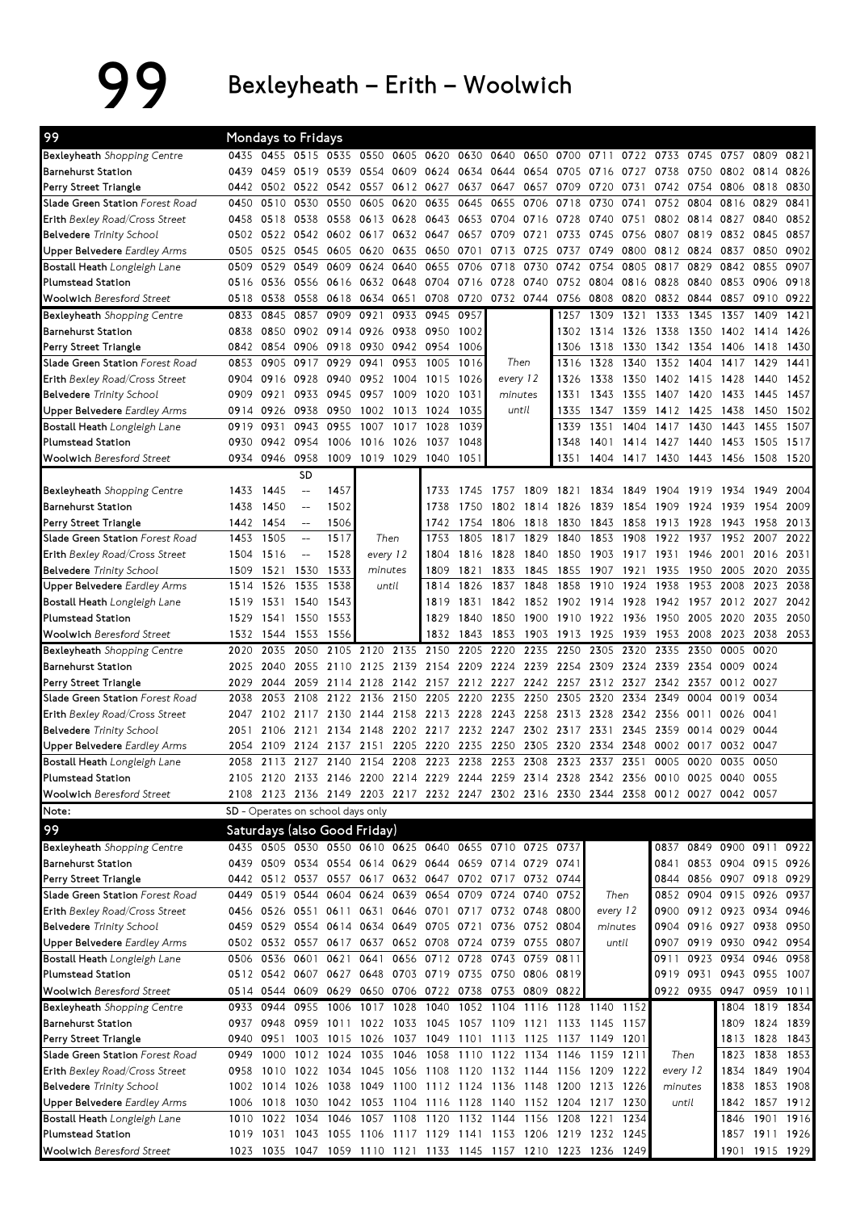# 99 Bexleyheath – Erith – Woolwich

## Mondays to Fridays

| 99 | | | | | | | | | | | | | | | | | | |
|---|---|---|---|---|---|---|---|---|---|---|---|---|---|---|---|---|---|---|
| **Bexleyheath** *Shopping Centre* | 0435 | 0455 | 0515 | 0535 | 0550 | 0605 | 0620 | 0630 | 0640 | 0650 | 0700 | 0711 | 0722 | 0733 | 0745 | 0757 | 0809 | 0821 |
| **Barnehurst Station** | 0439 | 0459 | 0519 | 0539 | 0554 | 0609 | 0624 | 0634 | 0644 | 0654 | 0705 | 0716 | 0727 | 0738 | 0750 | 0802 | 0814 | 0826 |
| **Perry Street Triangle** | 0442 | 0502 | 0522 | 0542 | 0557 | 0612 | 0627 | 0637 | 0647 | 0657 | 0709 | 0720 | 0731 | 0742 | 0754 | 0806 | 0818 | 0830 |
| **Slade Green Station** *Forest Road* | 0450 | 0510 | 0530 | 0550 | 0605 | 0620 | 0635 | 0645 | 0655 | 0706 | 0718 | 0730 | 0741 | 0752 | 0804 | 0816 | 0829 | 0841 |
| **Erith** *Bexley Road/Cross Street* | 0458 | 0518 | 0538 | 0558 | 0613 | 0628 | 0643 | 0653 | 0704 | 0716 | 0728 | 0740 | 0751 | 0802 | 0814 | 0827 | 0840 | 0852 |
| **Belvedere** *Trinity School* | 0502 | 0522 | 0542 | 0602 | 0617 | 0632 | 0647 | 0657 | 0709 | 0721 | 0733 | 0745 | 0756 | 0807 | 0819 | 0832 | 0845 | 0857 |
| **Upper Belvedere** *Eardley Arms* | 0505 | 0525 | 0545 | 0605 | 0620 | 0635 | 0650 | 0701 | 0713 | 0725 | 0737 | 0749 | 0800 | 0812 | 0824 | 0837 | 0850 | 0902 |
| **Bostall Heath** *Longleigh Lane* | 0509 | 0529 | 0549 | 0609 | 0624 | 0640 | 0655 | 0706 | 0718 | 0730 | 0742 | 0754 | 0805 | 0817 | 0829 | 0842 | 0855 | 0907 |
| **Plumstead Station** | 0516 | 0536 | 0556 | 0616 | 0632 | 0648 | 0704 | 0716 | 0728 | 0740 | 0752 | 0804 | 0816 | 0828 | 0840 | 0853 | 0906 | 0918 |
| **Woolwich** *Beresford Street* | 0518 | 0538 | 0558 | 0618 | 0634 | 0651 | 0708 | 0720 | 0732 | 0744 | 0756 | 0808 | 0820 | 0832 | 0844 | 0857 | 0910 | 0922 |

| 99 | | | | | | | | | | | | | | | | | |
|---|---|---|---|---|---|---|---|---|---|---|---|---|---|---|---|---|---|
| **Bexleyheath** *Shopping Centre* | 0833 | 0845 | 0857 | 0909 | 0921 | 0933 | 0945 | 0957 | | 1257 | 1309 | 1321 | 1333 | 1345 | 1357 | 1409 | 1421 |
| **Barnehurst Station** | 0838 | 0850 | 0902 | 0914 | 0926 | 0938 | 0950 | 1002 | | 1302 | 1314 | 1326 | 1338 | 1350 | 1402 | 1414 | 1426 |
| **Perry Street Triangle** | 0842 | 0854 | 0906 | 0918 | 0930 | 0942 | 0954 | 1006 | | 1306 | 1318 | 1330 | 1342 | 1354 | 1406 | 1418 | 1430 |
| **Slade Green Station** *Forest Road* | 0853 | 0905 | 0917 | 0929 | 0941 | 0953 | 1005 | 1016 | *Then* | 1316 | 1328 | 1340 | 1352 | 1404 | 1417 | 1429 | 1441 |
| **Erith** *Bexley Road/Cross Street* | 0904 | 0916 | 0928 | 0940 | 0952 | 1004 | 1015 | 1026 | *every 12* | 1326 | 1338 | 1350 | 1402 | 1415 | 1428 | 1440 | 1452 |
| **Belvedere** *Trinity School* | 0909 | 0921 | 0933 | 0945 | 0957 | 1009 | 1020 | 1031 | *minutes* | 1331 | 1343 | 1355 | 1407 | 1420 | 1433 | 1445 | 1457 |
| **Upper Belvedere** *Eardley Arms* | 0914 | 0926 | 0938 | 0950 | 1002 | 1013 | 1024 | 1035 | *until* | 1335 | 1347 | 1359 | 1412 | 1425 | 1438 | 1450 | 1502 |
| **Bostall Heath** *Longleigh Lane* | 0919 | 0931 | 0943 | 0955 | 1007 | 1017 | 1028 | 1039 | | 1339 | 1351 | 1404 | 1417 | 1430 | 1443 | 1455 | 1507 |
| **Plumstead Station** | 0930 | 0942 | 0954 | 1006 | 1016 | 1026 | 1037 | 1048 | | 1348 | 1401 | 1414 | 1427 | 1440 | 1453 | 1505 | 1517 |
| **Woolwich** *Beresford Street* | 0934 | 0946 | 0958 | 1009 | 1019 | 1029 | 1040 | 1051 | | 1351 | 1404 | 1417 | 1430 | 1443 | 1456 | 1508 | 1520 |

| 99 | | | SD | | | | | | | | | | | | | | |
|---|---|---|---|---|---|---|---|---|---|---|---|---|---|---|---|---|---|
| **Bexleyheath** *Shopping Centre* | 1433 | 1445 | -- | 1457 | | 1733 | 1745 | 1757 | 1809 | 1821 | 1834 | 1849 | 1904 | 1919 | 1934 | 1949 | 2004 |
| **Barnehurst Station** | 1438 | 1450 | -- | 1502 | | 1738 | 1750 | 1802 | 1814 | 1826 | 1839 | 1854 | 1909 | 1924 | 1939 | 1954 | 2009 |
| **Perry Street Triangle** | 1442 | 1454 | -- | 1506 | | 1742 | 1754 | 1806 | 1818 | 1830 | 1843 | 1858 | 1913 | 1928 | 1943 | 1958 | 2013 |
| **Slade Green Station** *Forest Road* | 1453 | 1505 | -- | 1517 | *Then* | 1753 | 1805 | 1817 | 1829 | 1840 | 1853 | 1908 | 1922 | 1937 | 1952 | 2007 | 2022 |
| **Erith** *Bexley Road/Cross Street* | 1504 | 1516 | -- | 1528 | *every 12* | 1804 | 1816 | 1828 | 1840 | 1850 | 1903 | 1917 | 1931 | 1946 | 2001 | 2016 | 2031 |
| **Belvedere** *Trinity School* | 1509 | 1521 | 1530 | 1533 | *minutes* | 1809 | 1821 | 1833 | 1845 | 1855 | 1907 | 1921 | 1935 | 1950 | 2005 | 2020 | 2035 |
| **Upper Belvedere** *Eardley Arms* | 1514 | 1526 | 1535 | 1538 | *until* | 1814 | 1826 | 1837 | 1848 | 1858 | 1910 | 1924 | 1938 | 1953 | 2008 | 2023 | 2038 |
| **Bostall Heath** *Longleigh Lane* | 1519 | 1531 | 1540 | 1543 | | 1819 | 1831 | 1842 | 1852 | 1902 | 1914 | 1928 | 1942 | 1957 | 2012 | 2027 | 2042 |
| **Plumstead Station** | 1529 | 1541 | 1550 | 1553 | | 1829 | 1840 | 1850 | 1900 | 1910 | 1922 | 1936 | 1950 | 2005 | 2020 | 2035 | 2050 |
| **Woolwich** *Beresford Street* | 1532 | 1544 | 1553 | 1556 | | 1832 | 1843 | 1853 | 1903 | 1913 | 1925 | 1939 | 1953 | 2008 | 2023 | 2038 | 2053 |

| 99 | | | | | | | | | | | | | | | | |
|---|---|---|---|---|---|---|---|---|---|---|---|---|---|---|---|---|
| **Bexleyheath** *Shopping Centre* | 2020 | 2035 | 2050 | 2105 | 2120 | 2135 | 2150 | 2205 | 2220 | 2235 | 2250 | 2305 | 2320 | 2335 | 2350 | 0005 | 0020 |
| **Barnehurst Station** | 2025 | 2040 | 2055 | 2110 | 2125 | 2139 | 2154 | 2209 | 2224 | 2239 | 2254 | 2309 | 2324 | 2339 | 2354 | 0009 | 0024 |
| **Perry Street Triangle** | 2029 | 2044 | 2059 | 2114 | 2128 | 2142 | 2157 | 2212 | 2227 | 2242 | 2257 | 2312 | 2327 | 2342 | 2357 | 0012 | 0027 |
| **Slade Green Station** *Forest Road* | 2038 | 2053 | 2108 | 2122 | 2136 | 2150 | 2205 | 2220 | 2235 | 2250 | 2305 | 2320 | 2334 | 2349 | 0004 | 0019 | 0034 |
| **Erith** *Bexley Road/Cross Street* | 2047 | 2102 | 2117 | 2130 | 2144 | 2158 | 2213 | 2228 | 2243 | 2258 | 2313 | 2328 | 2342 | 2356 | 0011 | 0026 | 0041 |
| **Belvedere** *Trinity School* | 2051 | 2106 | 2121 | 2134 | 2148 | 2202 | 2217 | 2232 | 2247 | 2302 | 2317 | 2331 | 2345 | 2359 | 0014 | 0029 | 0044 |
| **Upper Belvedere** *Eardley Arms* | 2054 | 2109 | 2124 | 2137 | 2151 | 2205 | 2220 | 2235 | 2250 | 2305 | 2320 | 2334 | 2348 | 0002 | 0017 | 0032 | 0047 |
| **Bostall Heath** *Longleigh Lane* | 2058 | 2113 | 2127 | 2140 | 2154 | 2208 | 2223 | 2238 | 2253 | 2308 | 2323 | 2337 | 2351 | 0005 | 0020 | 0035 | 0050 |
| **Plumstead Station** | 2105 | 2120 | 2133 | 2146 | 2200 | 2214 | 2229 | 2244 | 2259 | 2314 | 2328 | 2342 | 2356 | 0010 | 0025 | 0040 | 0055 |
| **Woolwich** *Beresford Street* | 2108 | 2123 | 2136 | 2149 | 2203 | 2217 | 2232 | 2247 | 2302 | 2316 | 2330 | 2344 | 2358 | 0012 | 0027 | 0042 | 0057 |

Note: SD - Operates on school days only

## Saturdays (also Good Friday)

| 99 | | | | | | | | | | | | | | | | | |
|---|---|---|---|---|---|---|---|---|---|---|---|---|---|---|---|---|---|
| **Bexleyheath** *Shopping Centre* | 0435 | 0505 | 0530 | 0550 | 0610 | 0625 | 0640 | 0655 | 0710 | 0725 | 0737 | | 0837 | 0849 | 0900 | 0911 | 0922 |
| **Barnehurst Station** | 0439 | 0509 | 0534 | 0554 | 0614 | 0629 | 0644 | 0659 | 0714 | 0729 | 0741 | | 0841 | 0853 | 0904 | 0915 | 0926 |
| **Perry Street Triangle** | 0442 | 0512 | 0537 | 0557 | 0617 | 0632 | 0647 | 0702 | 0717 | 0732 | 0744 | | 0844 | 0856 | 0907 | 0918 | 0929 |
| **Slade Green Station** *Forest Road* | 0449 | 0519 | 0544 | 0604 | 0624 | 0639 | 0654 | 0709 | 0724 | 0740 | 0752 | *Then* | 0852 | 0904 | 0915 | 0926 | 0937 |
| **Erith** *Bexley Road/Cross Street* | 0456 | 0526 | 0551 | 0611 | 0631 | 0646 | 0701 | 0717 | 0732 | 0748 | 0800 | *every 12* | 0900 | 0912 | 0923 | 0934 | 0946 |
| **Belvedere** *Trinity School* | 0459 | 0529 | 0554 | 0614 | 0634 | 0649 | 0705 | 0721 | 0736 | 0752 | 0804 | *minutes* | 0904 | 0916 | 0927 | 0938 | 0950 |
| **Upper Belvedere** *Eardley Arms* | 0502 | 0532 | 0557 | 0617 | 0637 | 0652 | 0708 | 0724 | 0739 | 0755 | 0807 | *until* | 0907 | 0919 | 0930 | 0942 | 0954 |
| **Bostall Heath** *Longleigh Lane* | 0506 | 0536 | 0601 | 0621 | 0641 | 0656 | 0712 | 0728 | 0743 | 0759 | 0811 | | 0911 | 0923 | 0934 | 0946 | 0958 |
| **Plumstead Station** | 0512 | 0542 | 0607 | 0627 | 0648 | 0703 | 0719 | 0735 | 0750 | 0806 | 0819 | | 0919 | 0931 | 0943 | 0955 | 1007 |
| **Woolwich** *Beresford Street* | 0514 | 0544 | 0609 | 0629 | 0650 | 0706 | 0722 | 0738 | 0753 | 0809 | 0822 | | 0922 | 0935 | 0947 | 0959 | 1011 |

| 99 | | | | | | | | | | | | | | | | | |
|---|---|---|---|---|---|---|---|---|---|---|---|---|---|---|---|---|---|
| **Bexleyheath** *Shopping Centre* | 0933 | 0944 | 0955 | 1006 | 1017 | 1028 | 1040 | 1052 | 1104 | 1116 | 1128 | 1140 | 1152 | | 1804 | 1819 | 1834 |
| **Barnehurst Station** | 0937 | 0948 | 0959 | 1011 | 1022 | 1033 | 1045 | 1057 | 1109 | 1121 | 1133 | 1145 | 1157 | | 1809 | 1824 | 1839 |
| **Perry Street Triangle** | 0940 | 0951 | 1003 | 1015 | 1026 | 1037 | 1049 | 1101 | 1113 | 1125 | 1137 | 1149 | 1201 | | 1813 | 1828 | 1843 |
| **Slade Green Station** *Forest Road* | 0949 | 1000 | 1012 | 1024 | 1035 | 1046 | 1058 | 1110 | 1122 | 1134 | 1146 | 1159 | 1211 | *Then* | 1823 | 1838 | 1853 |
| **Erith** *Bexley Road/Cross Street* | 0958 | 1010 | 1022 | 1034 | 1045 | 1056 | 1108 | 1120 | 1132 | 1144 | 1156 | 1209 | 1222 | *every 12* | 1834 | 1849 | 1904 |
| **Belvedere** *Trinity School* | 1002 | 1014 | 1026 | 1038 | 1049 | 1100 | 1112 | 1124 | 1136 | 1148 | 1200 | 1213 | 1226 | *minutes* | 1838 | 1853 | 1908 |
| **Upper Belvedere** *Eardley Arms* | 1006 | 1018 | 1030 | 1042 | 1053 | 1104 | 1116 | 1128 | 1140 | 1152 | 1204 | 1217 | 1230 | *until* | 1842 | 1857 | 1912 |
| **Bostall Heath** *Longleigh Lane* | 1010 | 1022 | 1034 | 1046 | 1057 | 1108 | 1120 | 1132 | 1144 | 1156 | 1208 | 1221 | 1234 | | 1846 | 1901 | 1916 |
| **Plumstead Station** | 1019 | 1031 | 1043 | 1055 | 1106 | 1117 | 1129 | 1141 | 1153 | 1206 | 1219 | 1232 | 1245 | | 1857 | 1911 | 1926 |
| **Woolwich** *Beresford Street* | 1023 | 1035 | 1047 | 1059 | 1110 | 1121 | 1133 | 1145 | 1157 | 1210 | 1223 | 1236 | 1249 | | 1901 | 1915 | 1929 |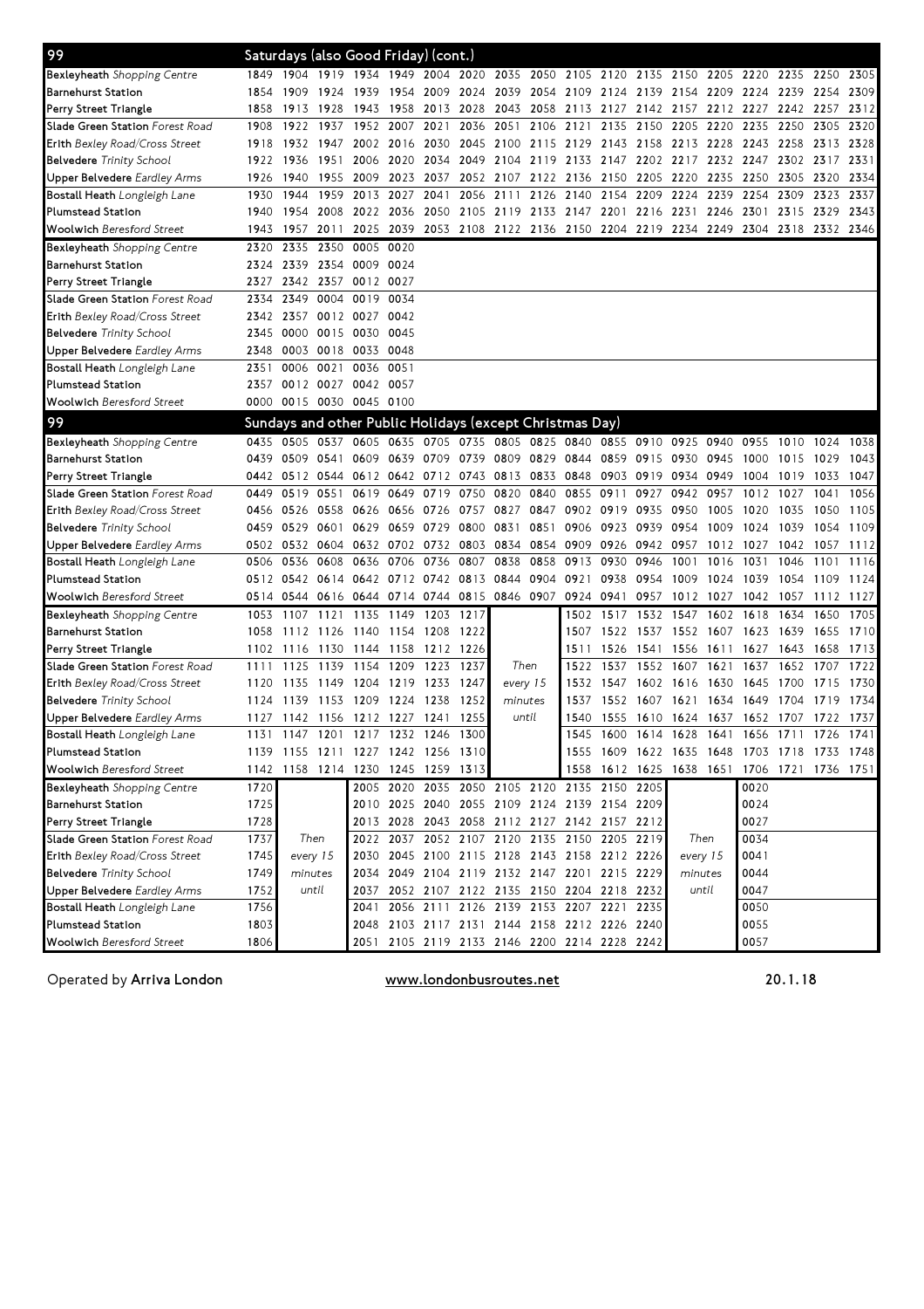## 99 Saturdays (also Good Friday) (cont.)

| Stop | | | | | | | | | | | | | | | | | | |
|---|---|---|---|---|---|---|---|---|---|---|---|---|---|---|---|---|---|---|
| **Bexleyheath** *Shopping Centre* | 1849 | 1904 | 1919 | 1934 | 1949 | 2004 | 2020 | 2035 | 2050 | 2105 | 2120 | 2135 | 2150 | 2205 | 2220 | 2235 | 2250 | 2305 |
| **Barnehurst Station** | 1854 | 1909 | 1924 | 1939 | 1954 | 2009 | 2024 | 2039 | 2054 | 2109 | 2124 | 2139 | 2154 | 2209 | 2224 | 2239 | 2254 | 2309 |
| **Perry Street Triangle** | 1858 | 1913 | 1928 | 1943 | 1958 | 2013 | 2028 | 2043 | 2058 | 2113 | 2127 | 2142 | 2157 | 2212 | 2227 | 2242 | 2257 | 2312 |
| **Slade Green Station** *Forest Road* | 1908 | 1922 | 1937 | 1952 | 2007 | 2021 | 2036 | 2051 | 2106 | 2121 | 2135 | 2150 | 2205 | 2220 | 2235 | 2250 | 2305 | 2320 |
| **Erith** *Bexley Road/Cross Street* | 1918 | 1932 | 1947 | 2002 | 2016 | 2030 | 2045 | 2100 | 2115 | 2129 | 2143 | 2158 | 2213 | 2228 | 2243 | 2258 | 2313 | 2328 |
| **Belvedere** *Trinity School* | 1922 | 1936 | 1951 | 2006 | 2020 | 2034 | 2049 | 2104 | 2119 | 2133 | 2147 | 2202 | 2217 | 2232 | 2247 | 2302 | 2317 | 2331 |
| **Upper Belvedere** *Eardley Arms* | 1926 | 1940 | 1955 | 2009 | 2023 | 2037 | 2052 | 2107 | 2122 | 2136 | 2150 | 2205 | 2220 | 2235 | 2250 | 2305 | 2320 | 2334 |
| **Bostall Heath** *Longleigh Lane* | 1930 | 1944 | 1959 | 2013 | 2027 | 2041 | 2056 | 2111 | 2126 | 2140 | 2154 | 2209 | 2224 | 2239 | 2254 | 2309 | 2323 | 2337 |
| **Plumstead Station** | 1940 | 1954 | 2008 | 2022 | 2036 | 2050 | 2105 | 2119 | 2133 | 2147 | 2201 | 2216 | 2231 | 2246 | 2301 | 2315 | 2329 | 2343 |
| **Woolwich** *Beresford Street* | 1943 | 1957 | 2011 | 2025 | 2039 | 2053 | 2108 | 2122 | 2136 | 2150 | 2204 | 2219 | 2234 | 2249 | 2304 | 2318 | 2332 | 2346 |

| Stop | | | | | |
|---|---|---|---|---|---|
| **Bexleyheath** *Shopping Centre* | 2320 | 2335 | 2350 | 0005 | 0020 |
| **Barnehurst Station** | 2324 | 2339 | 2354 | 0009 | 0024 |
| **Perry Street Triangle** | 2327 | 2342 | 2357 | 0012 | 0027 |
| **Slade Green Station** *Forest Road* | 2334 | 2349 | 0004 | 0019 | 0034 |
| **Erith** *Bexley Road/Cross Street* | 2342 | 2357 | 0012 | 0027 | 0042 |
| **Belvedere** *Trinity School* | 2345 | 0000 | 0015 | 0030 | 0045 |
| **Upper Belvedere** *Eardley Arms* | 2348 | 0003 | 0018 | 0033 | 0048 |
| **Bostall Heath** *Longleigh Lane* | 2351 | 0006 | 0021 | 0036 | 0051 |
| **Plumstead Station** | 2357 | 0012 | 0027 | 0042 | 0057 |
| **Woolwich** *Beresford Street* | 0000 | 0015 | 0030 | 0045 | 0100 |

## 99 Sundays and other Public Holidays (except Christmas Day)

| Stop | | | | | | | | | | | | | | | | | | |
|---|---|---|---|---|---|---|---|---|---|---|---|---|---|---|---|---|---|---|
| **Bexleyheath** *Shopping Centre* | 0435 | 0505 | 0537 | 0605 | 0635 | 0705 | 0735 | 0805 | 0825 | 0840 | 0855 | 0910 | 0925 | 0940 | 0955 | 1010 | 1024 | 1038 |
| **Barnehurst Station** | 0439 | 0509 | 0541 | 0609 | 0639 | 0709 | 0739 | 0809 | 0829 | 0844 | 0859 | 0915 | 0930 | 0945 | 1000 | 1015 | 1029 | 1043 |
| **Perry Street Triangle** | 0442 | 0512 | 0544 | 0612 | 0642 | 0712 | 0743 | 0813 | 0833 | 0848 | 0903 | 0919 | 0934 | 0949 | 1004 | 1019 | 1033 | 1047 |
| **Slade Green Station** *Forest Road* | 0449 | 0519 | 0551 | 0619 | 0649 | 0719 | 0750 | 0820 | 0840 | 0855 | 0911 | 0927 | 0942 | 0957 | 1012 | 1027 | 1041 | 1056 |
| **Erith** *Bexley Road/Cross Street* | 0456 | 0526 | 0558 | 0626 | 0656 | 0726 | 0757 | 0827 | 0847 | 0902 | 0919 | 0935 | 0950 | 1005 | 1020 | 1035 | 1050 | 1105 |
| **Belvedere** *Trinity School* | 0459 | 0529 | 0601 | 0629 | 0659 | 0729 | 0800 | 0831 | 0851 | 0906 | 0923 | 0939 | 0954 | 1009 | 1024 | 1039 | 1054 | 1109 |
| **Upper Belvedere** *Eardley Arms* | 0502 | 0532 | 0604 | 0632 | 0702 | 0732 | 0803 | 0834 | 0854 | 0909 | 0926 | 0942 | 0957 | 1012 | 1027 | 1042 | 1057 | 1112 |
| **Bostall Heath** *Longleigh Lane* | 0506 | 0536 | 0608 | 0636 | 0706 | 0736 | 0807 | 0838 | 0858 | 0913 | 0930 | 0946 | 1001 | 1016 | 1031 | 1046 | 1101 | 1116 |
| **Plumstead Station** | 0512 | 0542 | 0614 | 0642 | 0712 | 0742 | 0813 | 0844 | 0904 | 0921 | 0938 | 0954 | 1009 | 1024 | 1039 | 1054 | 1109 | 1124 |
| **Woolwich** *Beresford Street* | 0514 | 0544 | 0616 | 0644 | 0714 | 0744 | 0815 | 0846 | 0907 | 0924 | 0941 | 0957 | 1012 | 1027 | 1042 | 1057 | 1112 | 1127 |

| Stop | | | | | | | | | | | | | | | | | | |
|---|---|---|---|---|---|---|---|---|---|---|---|---|---|---|---|---|---|---|
| **Bexleyheath** *Shopping Centre* | 1053 | 1107 | 1121 | 1135 | 1149 | 1203 | 1217 | | | 1502 | 1517 | 1532 | 1547 | 1602 | 1618 | 1634 | 1650 | 1705 |
| **Barnehurst Station** | 1058 | 1112 | 1126 | 1140 | 1154 | 1208 | 1222 | | | 1507 | 1522 | 1537 | 1552 | 1607 | 1623 | 1639 | 1655 | 1710 |
| **Perry Street Triangle** | 1102 | 1116 | 1130 | 1144 | 1158 | 1212 | 1226 | | | 1511 | 1526 | 1541 | 1556 | 1611 | 1627 | 1643 | 1658 | 1713 |
| **Slade Green Station** *Forest Road* | 1111 | 1125 | 1139 | 1154 | 1209 | 1223 | 1237 | Then | | 1522 | 1537 | 1552 | 1607 | 1621 | 1637 | 1652 | 1707 | 1722 |
| **Erith** *Bexley Road/Cross Street* | 1120 | 1135 | 1149 | 1204 | 1219 | 1233 | 1247 | every 15 | | 1532 | 1547 | 1602 | 1616 | 1630 | 1645 | 1700 | 1715 | 1730 |
| **Belvedere** *Trinity School* | 1124 | 1139 | 1153 | 1209 | 1224 | 1238 | 1252 | minutes | | 1537 | 1552 | 1607 | 1621 | 1634 | 1649 | 1704 | 1719 | 1734 |
| **Upper Belvedere** *Eardley Arms* | 1127 | 1142 | 1156 | 1212 | 1227 | 1241 | 1255 | until | | 1540 | 1555 | 1610 | 1624 | 1637 | 1652 | 1707 | 1722 | 1737 |
| **Bostall Heath** *Longleigh Lane* | 1131 | 1147 | 1201 | 1217 | 1232 | 1246 | 1300 | | | 1545 | 1600 | 1614 | 1628 | 1641 | 1656 | 1711 | 1726 | 1741 |
| **Plumstead Station** | 1139 | 1155 | 1211 | 1227 | 1242 | 1256 | 1310 | | | 1555 | 1609 | 1622 | 1635 | 1648 | 1703 | 1718 | 1733 | 1748 |
| **Woolwich** *Beresford Street* | 1142 | 1158 | 1214 | 1230 | 1245 | 1259 | 1313 | | | 1558 | 1612 | 1625 | 1638 | 1651 | 1706 | 1721 | 1736 | 1751 |

| Stop | | | | | | | | | | | | | | | |
|---|---|---|---|---|---|---|---|---|---|---|---|---|---|---|---|
| **Bexleyheath** *Shopping Centre* | 1720 | | | 2005 | 2020 | 2035 | 2050 | 2105 | 2120 | 2135 | 2150 | 2205 | | | 0020 |
| **Barnehurst Station** | 1725 | | | 2010 | 2025 | 2040 | 2055 | 2109 | 2124 | 2139 | 2154 | 2209 | | | 0024 |
| **Perry Street Triangle** | 1728 | | | 2013 | 2028 | 2043 | 2058 | 2112 | 2127 | 2142 | 2157 | 2212 | | | 0027 |
| **Slade Green Station** *Forest Road* | 1737 | Then | | 2022 | 2037 | 2052 | 2107 | 2120 | 2135 | 2150 | 2205 | 2219 | Then | | 0034 |
| **Erith** *Bexley Road/Cross Street* | 1745 | every 15 | | 2030 | 2045 | 2100 | 2115 | 2128 | 2143 | 2158 | 2212 | 2226 | every 15 | | 0041 |
| **Belvedere** *Trinity School* | 1749 | minutes | | 2034 | 2049 | 2104 | 2119 | 2132 | 2147 | 2201 | 2215 | 2229 | minutes | | 0044 |
| **Upper Belvedere** *Eardley Arms* | 1752 | until | | 2037 | 2052 | 2107 | 2122 | 2135 | 2150 | 2204 | 2218 | 2232 | until | | 0047 |
| **Bostall Heath** *Longleigh Lane* | 1756 | | | 2041 | 2056 | 2111 | 2126 | 2139 | 2153 | 2207 | 2221 | 2235 | | | 0050 |
| **Plumstead Station** | 1803 | | | 2048 | 2103 | 2117 | 2131 | 2144 | 2158 | 2212 | 2226 | 2240 | | | 0055 |
| **Woolwich** *Beresford Street* | 1806 | | | 2051 | 2105 | 2119 | 2133 | 2146 | 2200 | 2214 | 2228 | 2242 | | | 0057 |

Operated by **Arriva London** www.londonbusroutes.net 20.1.18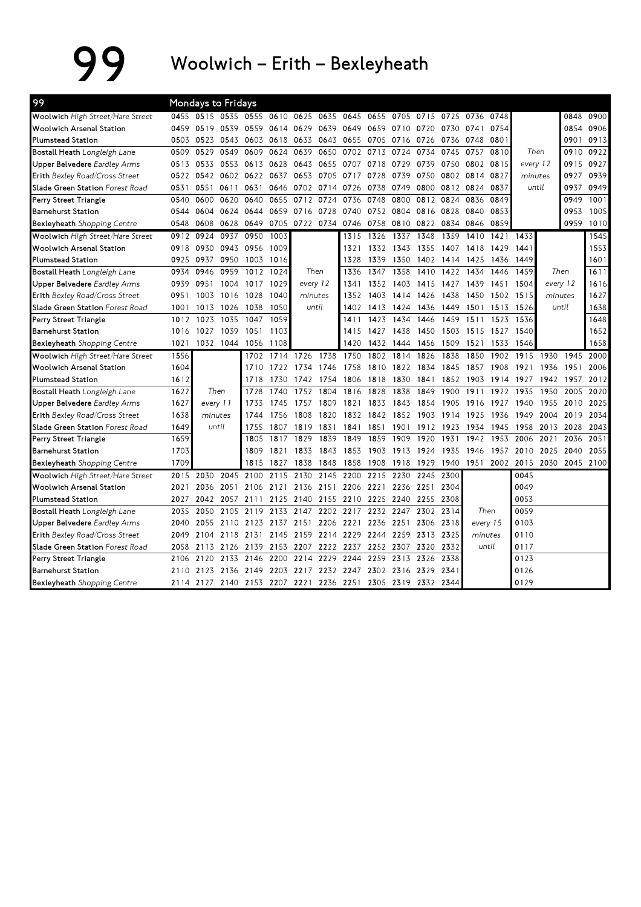# 99 Woolwich – Erith – Bexleyheath

**99 — Mondays to Fridays**

| Stop | | | | | | | | | | | | | | | | | | |
|---|---|---|---|---|---|---|---|---|---|---|---|---|---|---|---|---|---|---|
| **Woolwich** *High Street/Hare Street* | 0455 | 0515 | 0535 | 0555 | 0610 | 0625 | 0635 | 0645 | 0655 | 0705 | 0715 | 0725 | 0736 | 0748 | | | 0848 | 0900 |
| **Woolwich Arsenal Station** | 0459 | 0519 | 0539 | 0559 | 0614 | 0629 | 0639 | 0649 | 0659 | 0710 | 0720 | 0730 | 0741 | 0754 | | | 0854 | 0906 |
| **Plumstead Station** | 0503 | 0523 | 0543 | 0603 | 0618 | 0633 | 0643 | 0655 | 0705 | 0716 | 0726 | 0736 | 0748 | 0801 | | | 0901 | 0913 |
| **Bostall Heath** *Longleigh Lane* | 0509 | 0529 | 0549 | 0609 | 0624 | 0639 | 0650 | 0702 | 0713 | 0724 | 0734 | 0745 | 0757 | 0810 | Then | | 0910 | 0922 |
| **Upper Belvedere** *Eardley Arms* | 0513 | 0533 | 0553 | 0613 | 0628 | 0643 | 0655 | 0707 | 0718 | 0729 | 0739 | 0750 | 0802 | 0815 | every 12 | | 0915 | 0927 |
| **Erith** *Bexley Road/Cross Street* | 0522 | 0542 | 0602 | 0622 | 0637 | 0653 | 0705 | 0717 | 0728 | 0739 | 0750 | 0802 | 0814 | 0827 | minutes | | 0927 | 0939 |
| **Slade Green Station** *Forest Road* | 0531 | 0551 | 0611 | 0631 | 0646 | 0702 | 0714 | 0726 | 0738 | 0749 | 0800 | 0812 | 0824 | 0837 | until | | 0937 | 0949 |
| **Perry Street Triangle** | 0540 | 0600 | 0620 | 0640 | 0655 | 0712 | 0724 | 0736 | 0748 | 0800 | 0812 | 0824 | 0836 | 0849 | | | 0949 | 1001 |
| **Barnehurst Station** | 0544 | 0604 | 0624 | 0644 | 0659 | 0716 | 0728 | 0740 | 0752 | 0804 | 0816 | 0828 | 0840 | 0853 | | | 0953 | 1005 |
| **Bexleyheath** *Shopping Centre* | 0548 | 0608 | 0628 | 0649 | 0705 | 0722 | 0734 | 0746 | 0758 | 0810 | 0822 | 0834 | 0846 | 0859 | | | 0959 | 1010 |
| **Woolwich** *High Street/Hare Street* | 0912 | 0924 | 0937 | 0950 | 1003 | | | 1315 | 1326 | 1337 | 1348 | 1359 | 1410 | 1421 | 1433 | | | 1545 |
| **Woolwich Arsenal Station** | 0918 | 0930 | 0943 | 0956 | 1009 | | | 1321 | 1332 | 1343 | 1355 | 1407 | 1418 | 1429 | 1441 | | | 1553 |
| **Plumstead Station** | 0925 | 0937 | 0950 | 1003 | 1016 | | | 1328 | 1339 | 1350 | 1402 | 1414 | 1425 | 1436 | 1449 | | | 1601 |
| **Bostall Heath** *Longleigh Lane* | 0934 | 0946 | 0959 | 1012 | 1024 | Then | | 1336 | 1347 | 1358 | 1410 | 1422 | 1434 | 1446 | 1459 | Then | | 1611 |
| **Upper Belvedere** *Eardley Arms* | 0939 | 0951 | 1004 | 1017 | 1029 | every 12 | | 1341 | 1352 | 1403 | 1415 | 1427 | 1439 | 1451 | 1504 | every 12 | | 1616 |
| **Erith** *Bexley Road/Cross Street* | 0951 | 1003 | 1016 | 1028 | 1040 | minutes | | 1352 | 1403 | 1414 | 1426 | 1438 | 1450 | 1502 | 1515 | minutes | | 1627 |
| **Slade Green Station** *Forest Road* | 1001 | 1013 | 1026 | 1038 | 1050 | until | | 1402 | 1413 | 1424 | 1436 | 1449 | 1501 | 1513 | 1526 | until | | 1638 |
| **Perry Street Triangle** | 1012 | 1023 | 1035 | 1047 | 1059 | | | 1411 | 1423 | 1434 | 1446 | 1459 | 1511 | 1523 | 1536 | | | 1648 |
| **Barnehurst Station** | 1016 | 1027 | 1039 | 1051 | 1103 | | | 1415 | 1427 | 1438 | 1450 | 1503 | 1515 | 1527 | 1540 | | | 1652 |
| **Bexleyheath** *Shopping Centre* | 1021 | 1032 | 1044 | 1056 | 1108 | | | 1420 | 1432 | 1444 | 1456 | 1509 | 1521 | 1533 | 1546 | | | 1658 |
| **Woolwich** *High Street/Hare Street* | 1556 | | | 1702 | 1714 | 1726 | 1738 | 1750 | 1802 | 1814 | 1826 | 1838 | 1850 | 1902 | 1915 | 1930 | 1945 | 2000 |
| **Woolwich Arsenal Station** | 1604 | | | 1710 | 1722 | 1734 | 1746 | 1758 | 1810 | 1822 | 1834 | 1845 | 1857 | 1908 | 1921 | 1936 | 1951 | 2006 |
| **Plumstead Station** | 1612 | | | 1718 | 1730 | 1742 | 1754 | 1806 | 1818 | 1830 | 1841 | 1852 | 1903 | 1914 | 1927 | 1942 | 1957 | 2012 |
| **Bostall Heath** *Longleigh Lane* | 1622 | Then | | 1728 | 1740 | 1752 | 1804 | 1816 | 1828 | 1838 | 1849 | 1900 | 1911 | 1922 | 1935 | 1950 | 2005 | 2020 |
| **Upper Belvedere** *Eardley Arms* | 1627 | every 11 | | 1733 | 1745 | 1757 | 1809 | 1821 | 1833 | 1843 | 1854 | 1905 | 1916 | 1927 | 1940 | 1955 | 2010 | 2025 |
| **Erith** *Bexley Road/Cross Street* | 1638 | minutes | | 1744 | 1756 | 1808 | 1820 | 1832 | 1842 | 1852 | 1903 | 1914 | 1925 | 1936 | 1949 | 2004 | 2019 | 2034 |
| **Slade Green Station** *Forest Road* | 1649 | until | | 1755 | 1807 | 1819 | 1831 | 1841 | 1851 | 1901 | 1912 | 1923 | 1934 | 1945 | 1958 | 2013 | 2028 | 2043 |
| **Perry Street Triangle** | 1659 | | | 1805 | 1817 | 1829 | 1839 | 1849 | 1859 | 1909 | 1920 | 1931 | 1942 | 1953 | 2006 | 2021 | 2036 | 2051 |
| **Barnehurst Station** | 1703 | | | 1809 | 1821 | 1833 | 1843 | 1853 | 1903 | 1913 | 1924 | 1935 | 1946 | 1957 | 2010 | 2025 | 2040 | 2055 |
| **Bexleyheath** *Shopping Centre* | 1709 | | | 1815 | 1827 | 1838 | 1848 | 1858 | 1908 | 1918 | 1929 | 1940 | 1951 | 2002 | 2015 | 2030 | 2045 | 2100 |
| **Woolwich** *High Street/Hare Street* | 2015 | 2030 | 2045 | 2100 | 2115 | 2130 | 2145 | 2200 | 2215 | 2230 | 2245 | 2300 | | | 0045 | | | |
| **Woolwich Arsenal Station** | 2021 | 2036 | 2051 | 2106 | 2121 | 2136 | 2151 | 2206 | 2221 | 2236 | 2251 | 2304 | | | 0049 | | | |
| **Plumstead Station** | 2027 | 2042 | 2057 | 2111 | 2125 | 2140 | 2155 | 2210 | 2225 | 2240 | 2255 | 2308 | | | 0053 | | | |
| **Bostall Heath** *Longleigh Lane* | 2035 | 2050 | 2105 | 2119 | 2133 | 2147 | 2202 | 2217 | 2232 | 2247 | 2302 | 2314 | Then | | 0059 | | | |
| **Upper Belvedere** *Eardley Arms* | 2040 | 2055 | 2110 | 2123 | 2137 | 2151 | 2206 | 2221 | 2236 | 2251 | 2306 | 2318 | every 15 | | 0103 | | | |
| **Erith** *Bexley Road/Cross Street* | 2049 | 2104 | 2118 | 2131 | 2145 | 2159 | 2214 | 2229 | 2244 | 2259 | 2313 | 2325 | minutes | | 0110 | | | |
| **Slade Green Station** *Forest Road* | 2058 | 2113 | 2126 | 2139 | 2153 | 2207 | 2222 | 2237 | 2252 | 2307 | 2320 | 2332 | until | | 0117 | | | |
| **Perry Street Triangle** | 2106 | 2120 | 2133 | 2146 | 2200 | 2214 | 2229 | 2244 | 2259 | 2313 | 2326 | 2338 | | | 0123 | | | |
| **Barnehurst Station** | 2110 | 2123 | 2136 | 2149 | 2203 | 2217 | 2232 | 2247 | 2302 | 2316 | 2329 | 2341 | | | 0126 | | | |
| **Bexleyheath** *Shopping Centre* | 2114 | 2127 | 2140 | 2153 | 2207 | 2221 | 2236 | 2251 | 2305 | 2319 | 2332 | 2344 | | | 0129 | | | |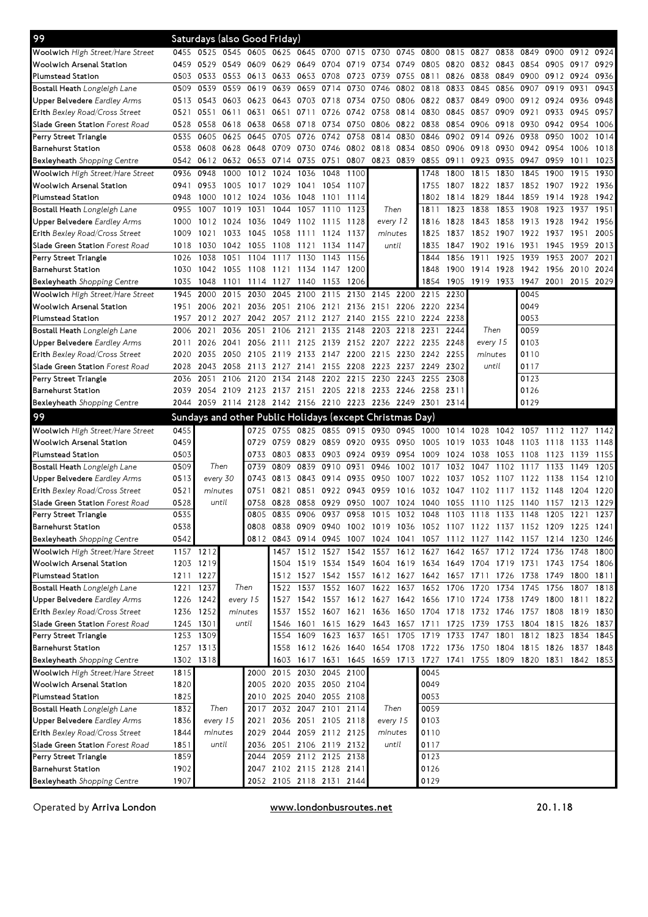## 99 Saturdays (also Good Friday)

| | | | | | | | | | | | | | | | | | | |
|---|---|---|---|---|---|---|---|---|---|---|---|---|---|---|---|---|---|---|
| **Woolwich** *High Street/Hare Street* | 0455 | 0525 | 0545 | 0605 | 0625 | 0645 | 0700 | 0715 | 0730 | 0745 | 0800 | 0815 | 0827 | 0838 | 0849 | 0900 | 0912 | 0924 |
| **Woolwich Arsenal Station** | 0459 | 0529 | 0549 | 0609 | 0629 | 0649 | 0704 | 0719 | 0734 | 0749 | 0805 | 0820 | 0832 | 0843 | 0854 | 0905 | 0917 | 0929 |
| **Plumstead Station** | 0503 | 0533 | 0553 | 0613 | 0633 | 0653 | 0708 | 0723 | 0739 | 0755 | 0811 | 0826 | 0838 | 0849 | 0900 | 0912 | 0924 | 0936 |
| **Bostall Heath** *Longleigh Lane* | 0509 | 0539 | 0559 | 0619 | 0639 | 0659 | 0714 | 0730 | 0746 | 0802 | 0818 | 0833 | 0845 | 0856 | 0907 | 0919 | 0931 | 0943 |
| **Upper Belvedere** *Eardley Arms* | 0513 | 0543 | 0603 | 0623 | 0643 | 0703 | 0718 | 0734 | 0750 | 0806 | 0822 | 0837 | 0849 | 0900 | 0912 | 0924 | 0936 | 0948 |
| **Erith** *Bexley Road/Cross Street* | 0521 | 0551 | 0611 | 0631 | 0651 | 0711 | 0726 | 0742 | 0758 | 0814 | 0830 | 0845 | 0857 | 0909 | 0921 | 0933 | 0945 | 0957 |
| **Slade Green Station** *Forest Road* | 0528 | 0558 | 0618 | 0638 | 0658 | 0718 | 0734 | 0750 | 0806 | 0822 | 0838 | 0854 | 0906 | 0918 | 0930 | 0942 | 0954 | 1006 |
| **Perry Street Triangle** | 0535 | 0605 | 0625 | 0645 | 0705 | 0726 | 0742 | 0758 | 0814 | 0830 | 0846 | 0902 | 0914 | 0926 | 0938 | 0950 | 1002 | 1014 |
| **Barnehurst Station** | 0538 | 0608 | 0628 | 0648 | 0709 | 0730 | 0746 | 0802 | 0818 | 0834 | 0850 | 0906 | 0918 | 0930 | 0942 | 0954 | 1006 | 1018 |
| **Bexleyheath** *Shopping Centre* | 0542 | 0612 | 0632 | 0653 | 0714 | 0735 | 0751 | 0807 | 0823 | 0839 | 0855 | 0911 | 0923 | 0935 | 0947 | 0959 | 1011 | 1023 |

| | | | | | | | | | | | | | | | | | |
|---|---|---|---|---|---|---|---|---|---|---|---|---|---|---|---|---|---|
| **Woolwich** *High Street/Hare Street* | 0936 | 0948 | 1000 | 1012 | 1024 | 1036 | 1048 | 1100 | *Then every 12 minutes until* | 1748 | 1800 | 1815 | 1830 | 1845 | 1900 | 1915 | 1930 |
| **Woolwich Arsenal Station** | 0941 | 0953 | 1005 | 1017 | 1029 | 1041 | 1054 | 1107 | | 1755 | 1807 | 1822 | 1837 | 1852 | 1907 | 1922 | 1936 |
| **Plumstead Station** | 0948 | 1000 | 1012 | 1024 | 1036 | 1048 | 1101 | 1114 | | 1802 | 1814 | 1829 | 1844 | 1859 | 1914 | 1928 | 1942 |
| **Bostall Heath** *Longleigh Lane* | 0955 | 1007 | 1019 | 1031 | 1044 | 1057 | 1110 | 1123 | | 1811 | 1823 | 1838 | 1853 | 1908 | 1923 | 1937 | 1951 |
| **Upper Belvedere** *Eardley Arms* | 1000 | 1012 | 1024 | 1036 | 1049 | 1102 | 1115 | 1128 | | 1816 | 1828 | 1843 | 1858 | 1913 | 1928 | 1942 | 1956 |
| **Erith** *Bexley Road/Cross Street* | 1009 | 1021 | 1033 | 1045 | 1058 | 1111 | 1124 | 1137 | | 1825 | 1837 | 1852 | 1907 | 1922 | 1937 | 1951 | 2005 |
| **Slade Green Station** *Forest Road* | 1018 | 1030 | 1042 | 1055 | 1108 | 1121 | 1134 | 1147 | | 1835 | 1847 | 1902 | 1916 | 1931 | 1945 | 1959 | 2013 |
| **Perry Street Triangle** | 1026 | 1038 | 1051 | 1104 | 1117 | 1130 | 1143 | 1156 | | 1844 | 1856 | 1911 | 1925 | 1939 | 1953 | 2007 | 2021 |
| **Barnehurst Station** | 1030 | 1042 | 1055 | 1108 | 1121 | 1134 | 1147 | 1200 | | 1848 | 1900 | 1914 | 1928 | 1942 | 1956 | 2010 | 2024 |
| **Bexleyheath** *Shopping Centre* | 1035 | 1048 | 1101 | 1114 | 1127 | 1140 | 1153 | 1206 | | 1854 | 1905 | 1919 | 1933 | 1947 | 2001 | 2015 | 2029 |

| | | | | | | | | | | | | | | |
|---|---|---|---|---|---|---|---|---|---|---|---|---|---|---|
| **Woolwich** *High Street/Hare Street* | 1945 | 2000 | 2015 | 2030 | 2045 | 2100 | 2115 | 2130 | 2145 | 2200 | 2215 | 2230 | *Then every 15 minutes until* | 0045 |
| **Woolwich Arsenal Station** | 1951 | 2006 | 2021 | 2036 | 2051 | 2106 | 2121 | 2136 | 2151 | 2206 | 2220 | 2234 | | 0049 |
| **Plumstead Station** | 1957 | 2012 | 2027 | 2042 | 2057 | 2112 | 2127 | 2140 | 2155 | 2210 | 2224 | 2238 | | 0053 |
| **Bostall Heath** *Longleigh Lane* | 2006 | 2021 | 2036 | 2051 | 2106 | 2121 | 2135 | 2148 | 2203 | 2218 | 2231 | 2244 | | 0059 |
| **Upper Belvedere** *Eardley Arms* | 2011 | 2026 | 2041 | 2056 | 2111 | 2125 | 2139 | 2152 | 2207 | 2222 | 2235 | 2248 | | 0103 |
| **Erith** *Bexley Road/Cross Street* | 2020 | 2035 | 2050 | 2105 | 2119 | 2133 | 2147 | 2200 | 2215 | 2230 | 2242 | 2255 | | 0110 |
| **Slade Green Station** *Forest Road* | 2028 | 2043 | 2058 | 2113 | 2127 | 2141 | 2155 | 2208 | 2223 | 2237 | 2249 | 2302 | | 0117 |
| **Perry Street Triangle** | 2036 | 2051 | 2106 | 2120 | 2134 | 2148 | 2202 | 2215 | 2230 | 2243 | 2255 | 2308 | | 0123 |
| **Barnehurst Station** | 2039 | 2054 | 2109 | 2123 | 2137 | 2151 | 2205 | 2218 | 2233 | 2246 | 2258 | 2311 | | 0126 |
| **Bexleyheath** *Shopping Centre* | 2044 | 2059 | 2114 | 2128 | 2142 | 2156 | 2210 | 2223 | 2236 | 2249 | 2301 | 2314 | | 0129 |

## 99 Sundays and other Public Holidays (except Christmas Day)

| | | | | | | | | | | | | | | | | | |
|---|---|---|---|---|---|---|---|---|---|---|---|---|---|---|---|---|---|
| **Woolwich** *High Street/Hare Street* | 0455 | *Then every 30 minutes until* | 0725 | 0755 | 0825 | 0855 | 0915 | 0930 | 0945 | 1000 | 1014 | 1028 | 1042 | 1057 | 1112 | 1127 | 1142 |
| **Woolwich Arsenal Station** | 0459 | | 0729 | 0759 | 0829 | 0859 | 0920 | 0935 | 0950 | 1005 | 1019 | 1033 | 1048 | 1103 | 1118 | 1133 | 1148 |
| **Plumstead Station** | 0503 | | 0733 | 0803 | 0833 | 0903 | 0924 | 0939 | 0954 | 1009 | 1024 | 1038 | 1053 | 1108 | 1123 | 1139 | 1155 |
| **Bostall Heath** *Longleigh Lane* | 0509 | | 0739 | 0809 | 0839 | 0910 | 0931 | 0946 | 1002 | 1017 | 1032 | 1047 | 1102 | 1117 | 1133 | 1149 | 1205 |
| **Upper Belvedere** *Eardley Arms* | 0513 | | 0743 | 0813 | 0843 | 0914 | 0935 | 0950 | 1007 | 1022 | 1037 | 1052 | 1107 | 1122 | 1138 | 1154 | 1210 |
| **Erith** *Bexley Road/Cross Street* | 0521 | | 0751 | 0821 | 0851 | 0922 | 0943 | 0959 | 1016 | 1032 | 1047 | 1102 | 1117 | 1132 | 1148 | 1204 | 1220 |
| **Slade Green Station** *Forest Road* | 0528 | | 0758 | 0828 | 0858 | 0929 | 0950 | 1007 | 1024 | 1040 | 1055 | 1110 | 1125 | 1140 | 1157 | 1213 | 1229 |
| **Perry Street Triangle** | 0535 | | 0805 | 0835 | 0906 | 0937 | 0958 | 1015 | 1032 | 1048 | 1103 | 1118 | 1133 | 1148 | 1205 | 1221 | 1237 |
| **Barnehurst Station** | 0538 | | 0808 | 0838 | 0909 | 0940 | 1002 | 1019 | 1036 | 1052 | 1107 | 1122 | 1137 | 1152 | 1209 | 1225 | 1241 |
| **Bexleyheath** *Shopping Centre* | 0542 | | 0812 | 0843 | 0914 | 0945 | 1007 | 1024 | 1041 | 1057 | 1112 | 1127 | 1142 | 1157 | 1214 | 1230 | 1246 |

| | | | | | | | | | | | | | | | | | | |
|---|---|---|---|---|---|---|---|---|---|---|---|---|---|---|---|---|---|---|
| **Woolwich** *High Street/Hare Street* | 1157 | 1212 | *Then every 15 minutes until* | 1457 | 1512 | 1527 | 1542 | 1557 | 1612 | 1627 | 1642 | 1657 | 1712 | 1724 | 1736 | 1748 | 1800 |
| **Woolwich Arsenal Station** | 1203 | 1219 | | 1504 | 1519 | 1534 | 1549 | 1604 | 1619 | 1634 | 1649 | 1704 | 1719 | 1731 | 1743 | 1754 | 1806 |
| **Plumstead Station** | 1211 | 1227 | | 1512 | 1527 | 1542 | 1557 | 1612 | 1627 | 1642 | 1657 | 1711 | 1726 | 1738 | 1749 | 1800 | 1811 |
| **Bostall Heath** *Longleigh Lane* | 1221 | 1237 | | 1522 | 1537 | 1552 | 1607 | 1622 | 1637 | 1652 | 1706 | 1720 | 1734 | 1745 | 1756 | 1807 | 1818 |
| **Upper Belvedere** *Eardley Arms* | 1226 | 1242 | | 1527 | 1542 | 1557 | 1612 | 1627 | 1642 | 1656 | 1710 | 1724 | 1738 | 1749 | 1800 | 1811 | 1822 |
| **Erith** *Bexley Road/Cross Street* | 1236 | 1252 | | 1537 | 1552 | 1607 | 1621 | 1636 | 1650 | 1704 | 1718 | 1732 | 1746 | 1757 | 1808 | 1819 | 1830 |
| **Slade Green Station** *Forest Road* | 1245 | 1301 | | 1546 | 1601 | 1615 | 1629 | 1643 | 1657 | 1711 | 1725 | 1739 | 1753 | 1804 | 1815 | 1826 | 1837 |
| **Perry Street Triangle** | 1253 | 1309 | | 1554 | 1609 | 1623 | 1637 | 1651 | 1705 | 1719 | 1733 | 1747 | 1801 | 1812 | 1823 | 1834 | 1845 |
| **Barnehurst Station** | 1257 | 1313 | | 1558 | 1612 | 1626 | 1640 | 1654 | 1708 | 1722 | 1736 | 1750 | 1804 | 1815 | 1826 | 1837 | 1848 |
| **Bexleyheath** *Shopping Centre* | 1302 | 1318 | | 1603 | 1617 | 1631 | 1645 | 1659 | 1713 | 1727 | 1741 | 1755 | 1809 | 1820 | 1831 | 1842 | 1853 |

| | | | | | | | | | | |
|---|---|---|---|---|---|---|---|---|---|---|
| **Woolwich** *High Street/Hare Street* | 1815 | *Then every 15 minutes until* | 2000 | 2015 | 2030 | 2045 | 2100 | *Then every 15 minutes until* | 0045 |
| **Woolwich Arsenal Station** | 1820 | | 2005 | 2020 | 2035 | 2050 | 2104 | | 0049 |
| **Plumstead Station** | 1825 | | 2010 | 2025 | 2040 | 2055 | 2108 | | 0053 |
| **Bostall Heath** *Longleigh Lane* | 1832 | | 2017 | 2032 | 2047 | 2101 | 2114 | | 0059 |
| **Upper Belvedere** *Eardley Arms* | 1836 | | 2021 | 2036 | 2051 | 2105 | 2118 | | 0103 |
| **Erith** *Bexley Road/Cross Street* | 1844 | | 2029 | 2044 | 2059 | 2112 | 2125 | | 0110 |
| **Slade Green Station** *Forest Road* | 1851 | | 2036 | 2051 | 2106 | 2119 | 2132 | | 0117 |
| **Perry Street Triangle** | 1859 | | 2044 | 2059 | 2112 | 2125 | 2138 | | 0123 |
| **Barnehurst Station** | 1902 | | 2047 | 2102 | 2115 | 2128 | 2141 | | 0126 |
| **Bexleyheath** *Shopping Centre* | 1907 | | 2052 | 2105 | 2118 | 2131 | 2144 | | 0129 |

Operated by **Arriva London** www.londonbusroutes.net 20.1.18